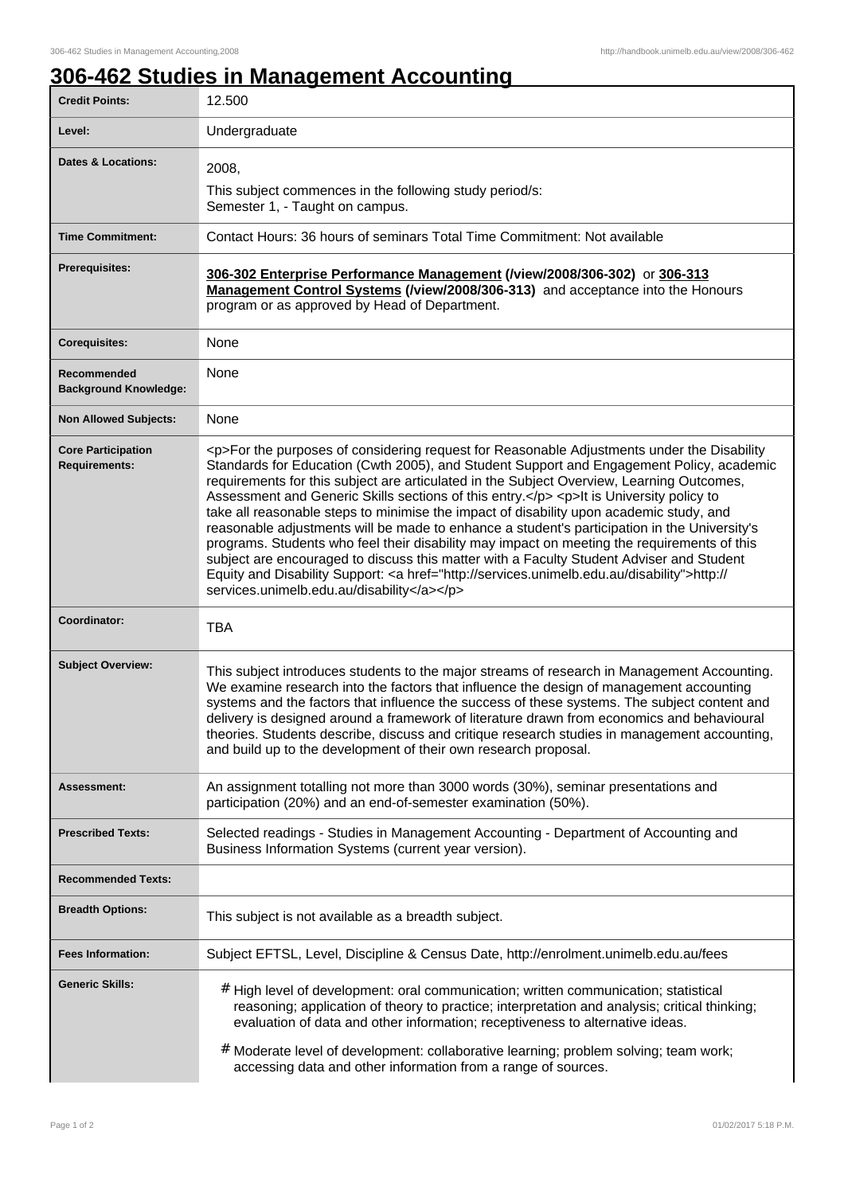# 306-462 Studies in Management Accounting

| | |
|---|---|
| **Credit Points:** | 12.500 |
| **Level:** | Undergraduate |
| **Dates & Locations:** | 2008,<br>This subject commences in the following study period/s:<br>Semester 1, - Taught on campus. |
| **Time Commitment:** | Contact Hours: 36 hours of seminars Total Time Commitment: Not available |
| **Prerequisites:** | **306-302 Enterprise Performance Management (/view/2008/306-302)** or **306-313 Management Control Systems (/view/2008/306-313)** and acceptance into the Honours program or as approved by Head of Department. |
| **Corequisites:** | None |
| **Recommended Background Knowledge:** | None |
| **Non Allowed Subjects:** | None |
| **Core Participation Requirements:** | <p>For the purposes of considering request for Reasonable Adjustments under the Disability Standards for Education (Cwth 2005), and Student Support and Engagement Policy, academic requirements for this subject are articulated in the Subject Overview, Learning Outcomes, Assessment and Generic Skills sections of this entry.</p> <p>It is University policy to take all reasonable steps to minimise the impact of disability upon academic study, and reasonable adjustments will be made to enhance a student's participation in the University's programs. Students who feel their disability may impact on meeting the requirements of this subject are encouraged to discuss this matter with a Faculty Student Adviser and Student Equity and Disability Support: <a href="http://services.unimelb.edu.au/disability">http://services.unimelb.edu.au/disability</a></p> |
| **Coordinator:** | TBA |
| **Subject Overview:** | This subject introduces students to the major streams of research in Management Accounting. We examine research into the factors that influence the design of management accounting systems and the factors that influence the success of these systems. The subject content and delivery is designed around a framework of literature drawn from economics and behavioural theories. Students describe, discuss and critique research studies in management accounting, and build up to the development of their own research proposal. |
| **Assessment:** | An assignment totalling not more than 3000 words (30%), seminar presentations and participation (20%) and an end-of-semester examination (50%). |
| **Prescribed Texts:** | Selected readings - Studies in Management Accounting - Department of Accounting and Business Information Systems (current year version). |
| **Recommended Texts:** | |
| **Breadth Options:** | This subject is not available as a breadth subject. |
| **Fees Information:** | Subject EFTSL, Level, Discipline & Census Date, http://enrolment.unimelb.edu.au/fees |
| **Generic Skills:** | # High level of development: oral communication; written communication; statistical reasoning; application of theory to practice; interpretation and analysis; critical thinking; evaluation of data and other information; receptiveness to alternative ideas.<br># Moderate level of development: collaborative learning; problem solving; team work; accessing data and other information from a range of sources. |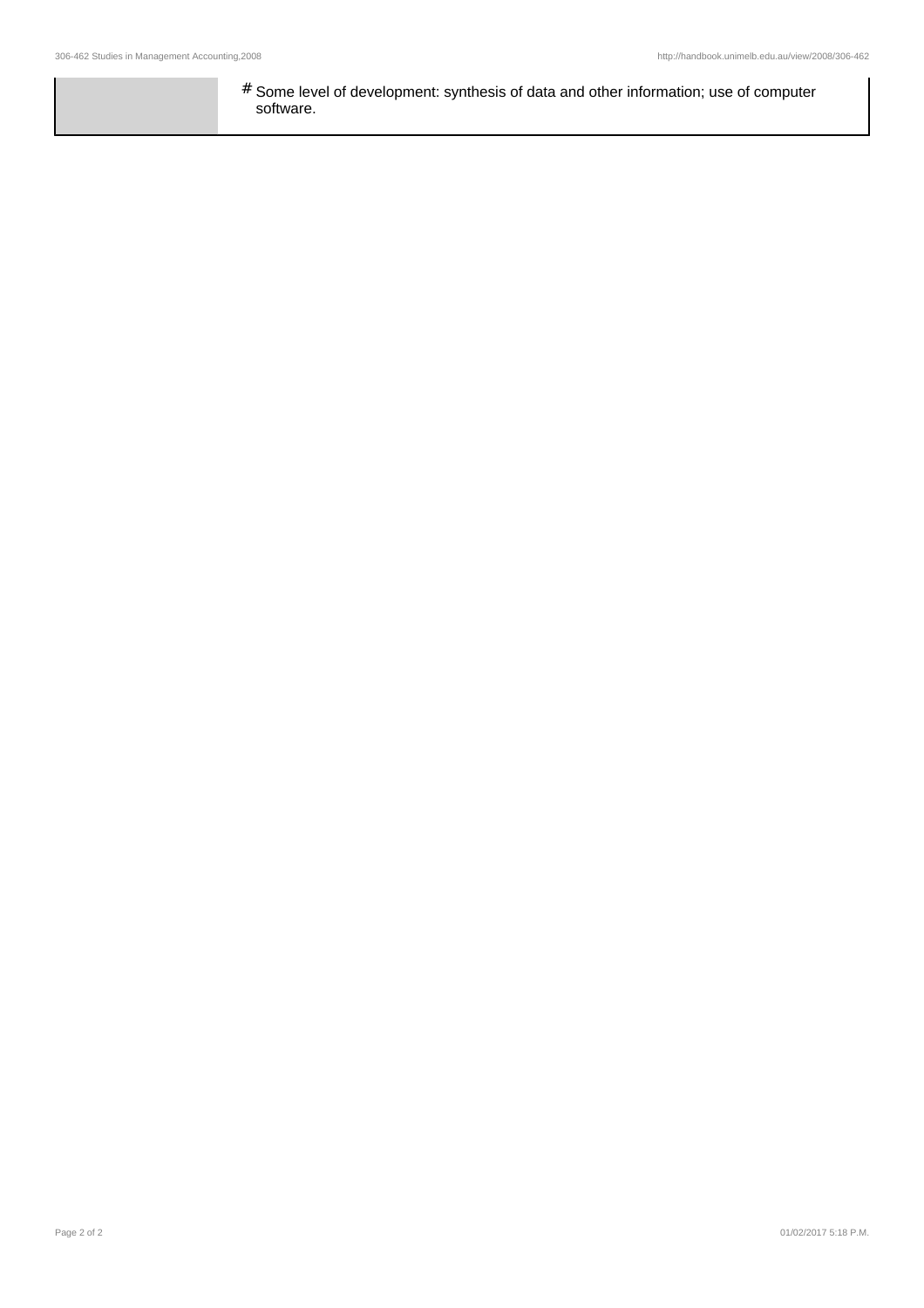| | |
|---|---|
| | # Some level of development: synthesis of data and other information; use of computer software. |